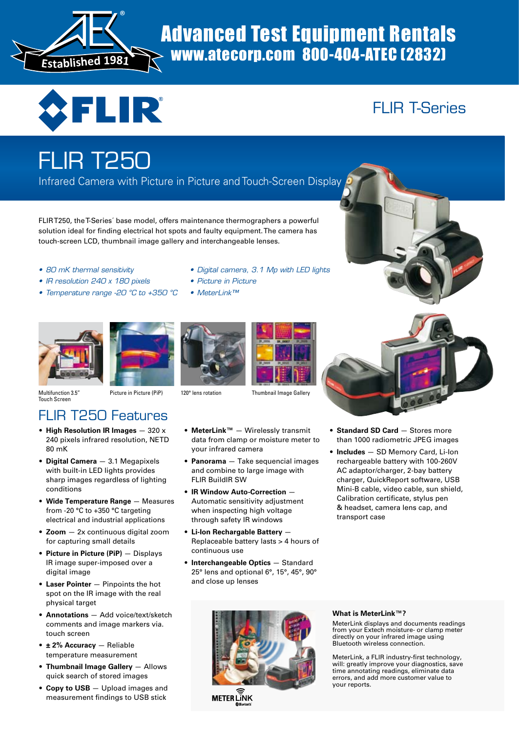# Advanced Test Equipment Rentals

**www.atecorp.com 800-404-ATEC (2832)**

Established 1981

FLIR

FLIR T-Series

# FLIR T250

Infrared Camera with Picture in Picture and Touch-Screen Display

FLIR T250, the T-Series´ base model, offers maintenance thermographers a powerful solution ideal for finding electrical hot spots and faulty equipment. The camera has touch-screen LCD, thumbnail image gallery and interchangeable lenses.

- *80 mK thermal sensitivity*
- *IR resolution 240 x 180 pixels*
- *Temperature range -20 °C to +350 °C*
- *Digital camera, 3.1 Mp with LED lights*
- *Picture in Picture*
- *MeterLink™*

Multifunction 3.5" Touch Screen

Picture in Picture (PiP)

120° lens rotation

Thumbnail Image Gallery

## FLIR T250 Features

- **High Resolution IR Images** — 320 x 240 pixels infrared resolution, NETD 80 mK
- **Digital Camera** — 3.1 Megapixels with built-in LED lights provides sharp images regardless of lighting conditions
- **Wide Temperature Range** — Measures from -20 °C to +350 °C targeting electrical and industrial applications
- **Zoom** — 2x continuous digital zoom for capturing small details
- **Picture in Picture (PiP)** — Displays IR image super-imposed over a digital image
- **Laser Pointer** — Pinpoints the hot spot on the IR image with the real physical target
- **Annotations** — Add voice/text/sketch comments and image markers via. touch screen
- **± 2% Accuracy** — Reliable temperature measurement
- **Thumbnail Image Gallery** — Allows quick search of stored images
- **Copy to USB** — Upload images and measurement findings to USB stick
- **MeterLink™** — Wirelessly transmit data from clamp or moisture meter to your infrared camera
- **Panorama** — Take sequencial images and combine to large image with FLIR BuildIR SW
- **IR Window Auto-Correction** — Automatic sensitivity adjustment when inspecting high voltage through safety IR windows
- **Li-Ion Rechargable Battery** — Replaceable battery lasts > 4 hours of continuous use
- **Interchangeable Optics** — Standard 25° lens and optional 6°, 15°, 45°, 90° and close up lenses
- **Standard SD Card** — Stores more than 1000 radiometric JPEG images
- **Includes** — SD Memory Card, Li-Ion rechargeable battery with 100-260V AC adaptor/charger, 2-bay battery charger, QuickReport software, USB Mini-B cable, video cable, sun shield, Calibration certificate, stylus pen & headset, camera lens cap, and transport case

METER LINK

### What is MeterLink™?

MeterLink displays and documents readings from your Extech moisture- or clamp meter directly on your infrared image using Bluetooth wireless connection.

MeterLink, a FLIR industry-first technology, will: greatly improve your diagnostics, save time annotating readings, eliminate data errors, and add more customer value to your reports.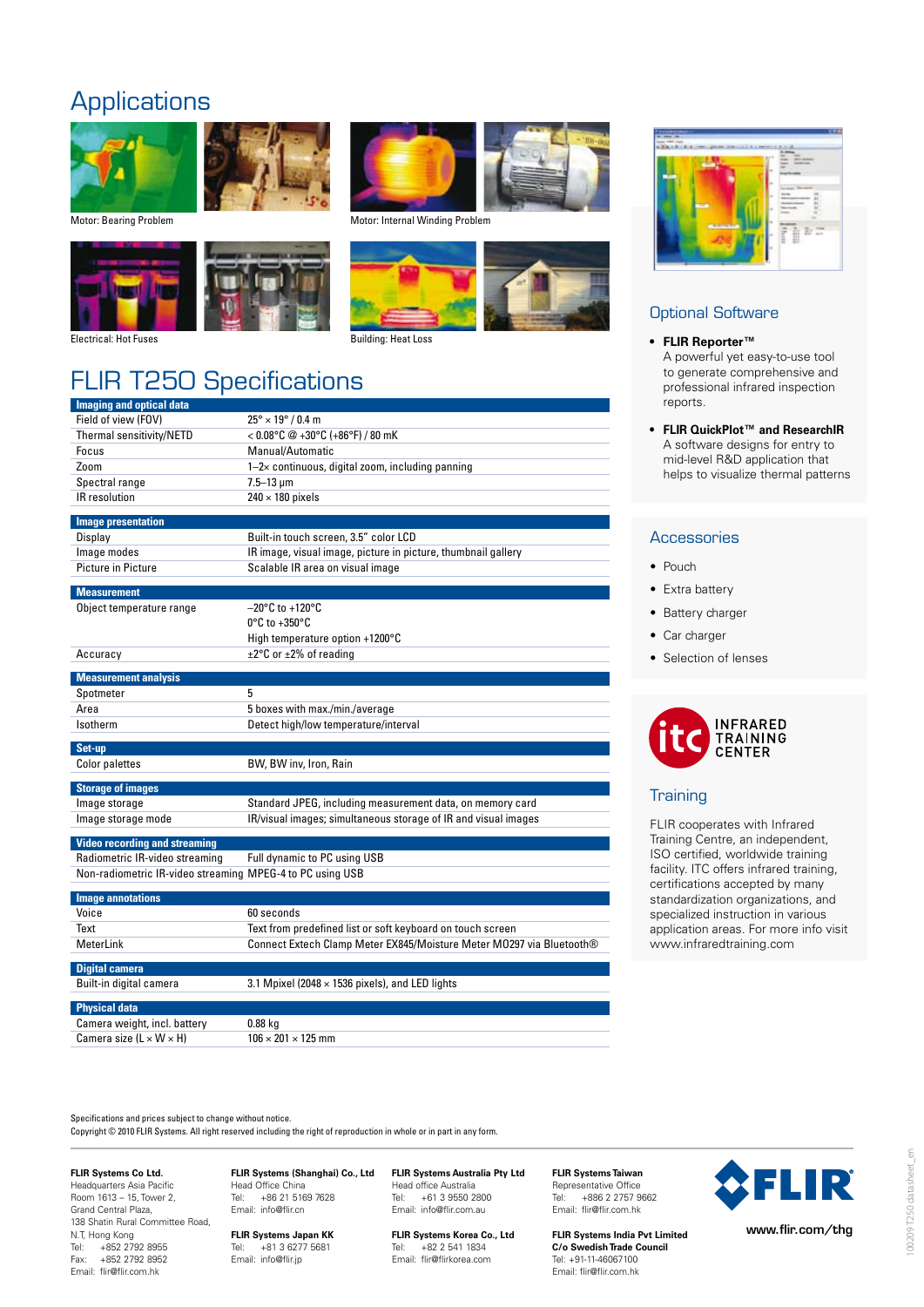## Applications

Motor: Bearing Problem

Motor: Internal Winding Problem

Electrical: Hot Fuses

Building: Heat Loss

# FLIR T250 Specifications

| | |
|---|---|
| **Imaging and optical data** | |
| Field of view (FOV) | 25° × 19° / 0.4 m |
| Thermal sensitivity/NETD | < 0.08°C @ +30°C (+86°F) / 80 mK |
| Focus | Manual/Automatic |
| Zoom | 1–2× continuous, digital zoom, including panning |
| Spectral range | 7.5–13 µm |
| IR resolution | 240 × 180 pixels |
| **Image presentation** | |
| Display | Built-in touch screen, 3.5" color LCD |
| Image modes | IR image, visual image, picture in picture, thumbnail gallery |
| Picture in Picture | Scalable IR area on visual image |
| **Measurement** | |
| Object temperature range | –20°C to +120°C<br>0°C to +350°C<br>High temperature option +1200°C |
| Accuracy | ±2°C or ±2% of reading |
| **Measurement analysis** | |
| Spotmeter | 5 |
| Area | 5 boxes with max./min./average |
| Isotherm | Detect high/low temperature/interval |
| **Set-up** | |
| Color palettes | BW, BW inv, Iron, Rain |
| **Storage of images** | |
| Image storage | Standard JPEG, including measurement data, on memory card |
| Image storage mode | IR/visual images; simultaneous storage of IR and visual images |
| **Video recording and streaming** | |
| Radiometric IR-video streaming | Full dynamic to PC using USB |
| Non-radiometric IR-video streaming | MPEG-4 to PC using USB |
| **Image annotations** | |
| Voice | 60 seconds |
| Text | Text from predefined list or soft keyboard on touch screen |
| MeterLink | Connect Extech Clamp Meter EX845/Moisture Meter MO297 via Bluetooth® |
| **Digital camera** | |
| Built-in digital camera | 3.1 Mpixel (2048 × 1536 pixels), and LED lights |
| **Physical data** | |
| Camera weight, incl. battery | 0.88 kg |
| Camera size (L × W × H) | 106 × 201 × 125 mm |

## Optional Software

- **FLIR Reporter™**
  A powerful yet easy-to-use tool to generate comprehensive and professional infrared inspection reports.
- **FLIR QuickPlot™ and ResearchIR**
  A software designs for entry to mid-level R&D application that helps to visualize thermal patterns

## Accessories

- Pouch
- Extra battery
- Battery charger
- Car charger
- Selection of lenses

itc INFRARED TRAINING CENTER

## Training

FLIR cooperates with Infrared Training Centre, an independent, ISO certified, worldwide training facility. ITC offers infrared training, certifications accepted by many standardization organizations, and specialized instruction in various application areas. For more info visit www.infraredtraining.com

Specifications and prices subject to change without notice.
Copyright © 2010 FLIR Systems. All right reserved including the right of reproduction in whole or in part in any form.

**FLIR Systems Co Ltd.**
Headquarters Asia Pacific
Room 1613 – 15, Tower 2,
Grand Central Plaza,
138 Shatin Rural Committee Road,
N.T, Hong Kong
Tel: +852 2792 8955
Fax: +852 2792 8952
Email: flir@flir.com.hk

**FLIR Systems (Shanghai) Co., Ltd**
Head Office China
Tel: +86 21 5169 7628
Email: info@flir.cn

**FLIR Systems Japan KK**
Tel: +81 3 6277 5681
Email: info@flir.jp

**FLIR Systems Australia Pty Ltd**
Head office Australia
Tel: +61 3 9550 2800
Email: info@flir.com.au

**FLIR Systems Korea Co., Ltd**
Tel: +82 2 541 1834
Email: flir@flirkorea.com

**FLIR Systems Taiwan**
Representative Office
Tel: +886 2 2757 9662
Email: flir@flir.com.hk

**FLIR Systems India Pvt Limited**
**C/o Swedish Trade Council**
Tel: +91-11-46067100
Email: flir@flir.com.hk

FLIR
www.flir.com/thg

100209 T250 datasheet_en